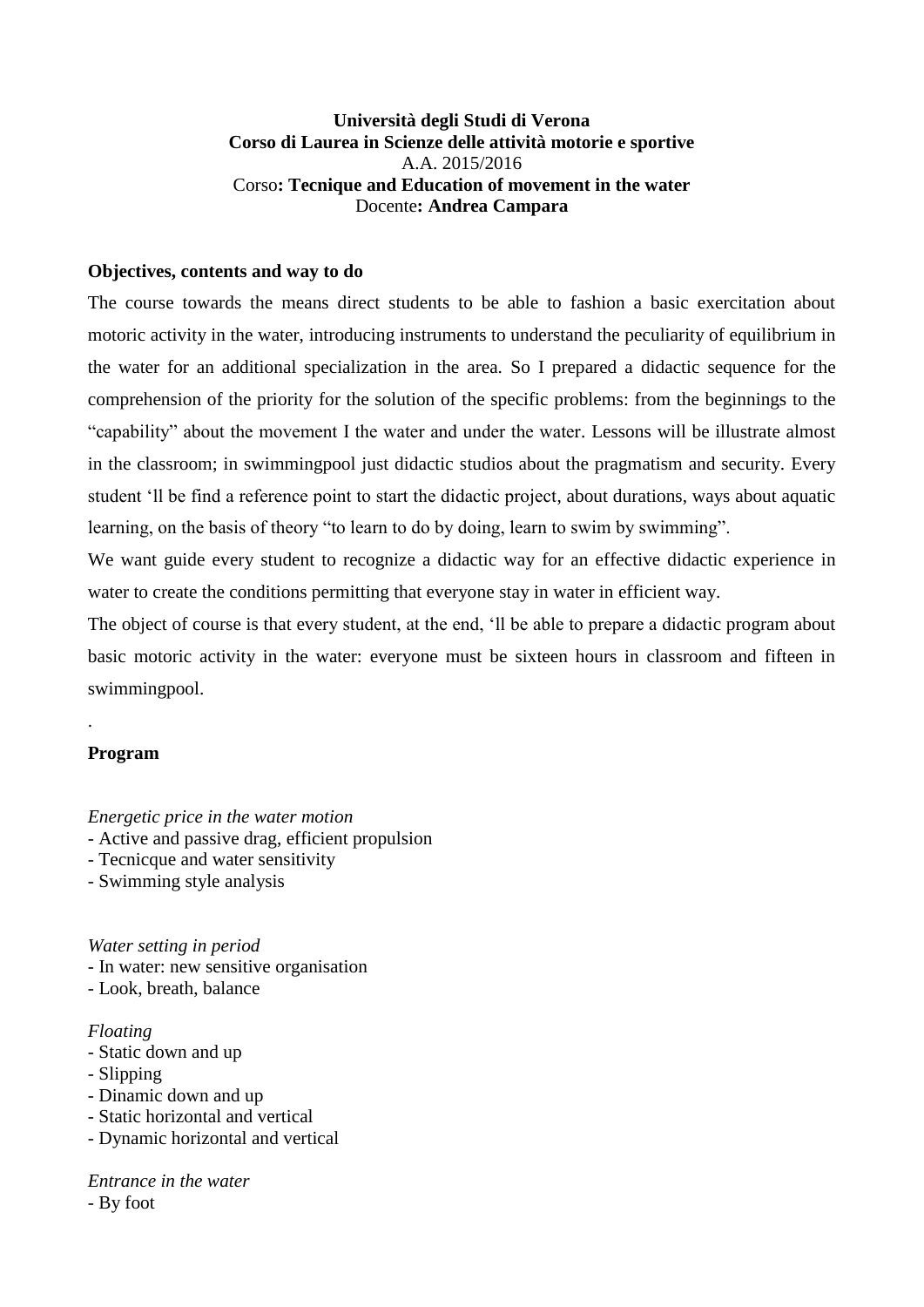**Università degli Studi di Verona**
**Corso di Laurea in Scienze delle attività motorie e sportive**
A.A. 2015/2016
Corso**: Tecnique and Education of movement in the water**
Docente**: Andrea Campara**

**Objectives, contents and way to do**

The course towards the means direct students to be able to fashion a basic exercitation about motoric activity in the water, introducing instruments to understand the peculiarity of equilibrium in the water for an additional specialization in the area. So I prepared a didactic sequence for the comprehension of the priority for the solution of the specific problems: from the beginnings to the "capability" about the movement I the water and under the water. Lessons will be illustrate almost in the classroom; in swimmingpool just didactic studios about the pragmatism and security. Every student 'll be find a reference point to start the didactic project, about durations, ways about aquatic learning, on the basis of theory "to learn to do by doing, learn to swim by swimming".

We want guide every student to recognize a didactic way for an effective didactic experience in water to create the conditions permitting that everyone stay in water in efficient way.

The object of course is that every student, at the end, 'll be able to prepare a didactic program about basic motoric activity in the water: everyone must be sixteen hours in classroom and fifteen in swimmingpool.

.

**Program**

*Energetic price in the water motion*
- Active and passive drag, efficient propulsion
- Tecnicque and water sensitivity
- Swimming style analysis

*Water setting in period*
- In water: new sensitive organisation
- Look, breath, balance

*Floating*
- Static down and up
- Slipping
- Dinamic down and up
- Static horizontal and vertical
- Dynamic horizontal and vertical

*Entrance in the water*
- By foot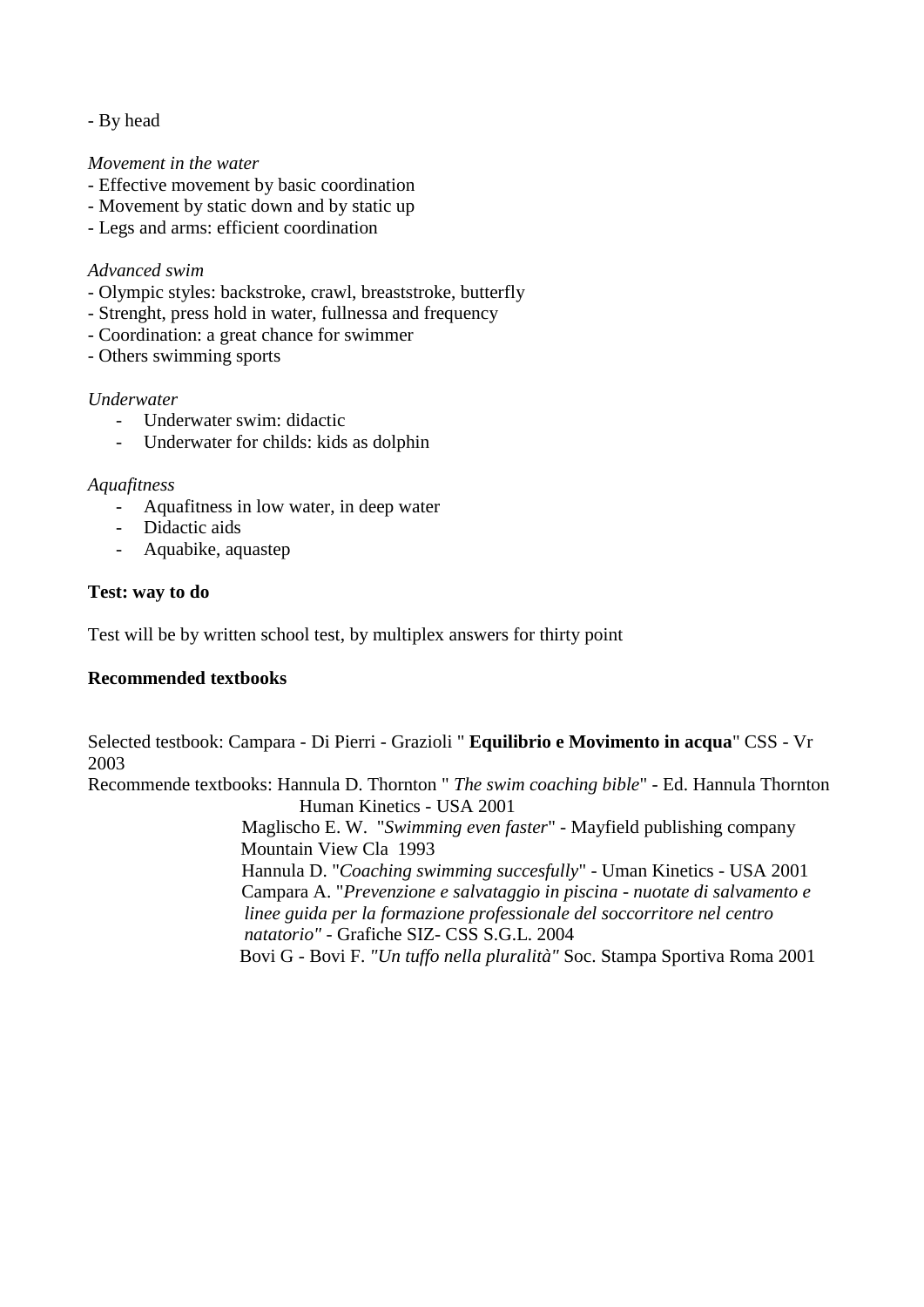- By head

*Movement in the water*
- Effective movement by basic coordination
- Movement by static down and by static up
- Legs and arms: efficient coordination

*Advanced swim*
- Olympic styles: backstroke, crawl, breaststroke, butterfly
- Strenght, press hold in water, fullnessa and frequency
- Coordination: a great chance for swimmer
- Others swimming sports

*Underwater*
- Underwater swim: didactic
- Underwater for childs: kids as dolphin

*Aquafitness*
- Aquafitness in low water, in deep water
- Didactic aids
- Aquabike, aquastep

**Test: way to do**

Test will be by written school test, by multiplex answers for thirty point

**Recommended textbooks**

Selected testbook: Campara - Di Pierri - Grazioli " **Equilibrio e Movimento in acqua**" CSS - Vr 2003

Recommende textbooks: Hannula D. Thornton " *The swim coaching bible*" - Ed. Hannula Thornton Human Kinetics - USA 2001

Maglischo E. W. "*Swimming even faster*" - Mayfield publishing company Mountain View Cla 1993

Hannula D. "*Coaching swimming succesfully*" - Uman Kinetics - USA 2001

Campara A. "*Prevenzione e salvataggio in piscina - nuotate di salvamento e linee guida per la formazione professionale del soccorritore nel centro natatorio"* - Grafiche SIZ- CSS S.G.L. 2004

Bovi G - Bovi F. *"Un tuffo nella pluralità"* Soc. Stampa Sportiva Roma 2001